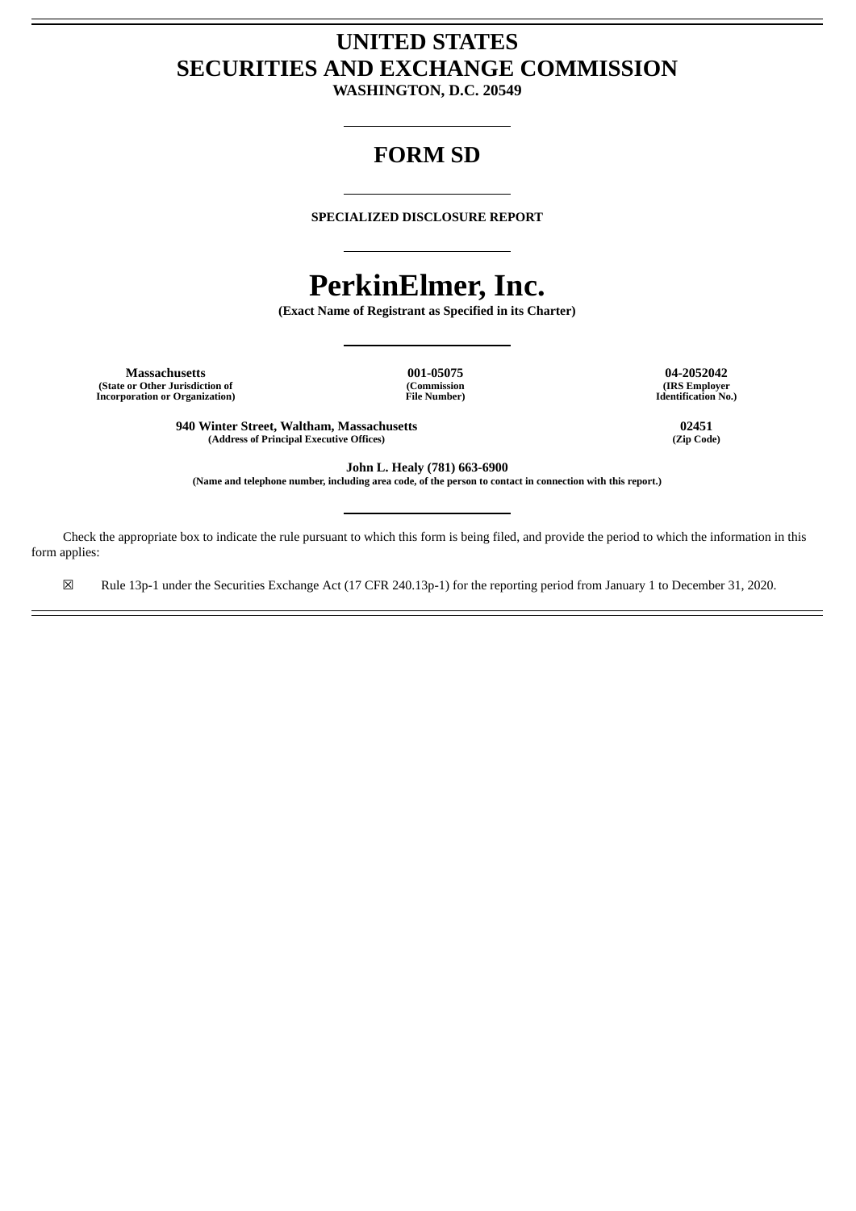# UNITED STATES
# SECURITIES AND EXCHANGE COMMISSION

**WASHINGTON, D.C. 20549**

## FORM SD

**SPECIALIZED DISCLOSURE REPORT**

# PerkinElmer, Inc.

**(Exact Name of Registrant as Specified in its Charter)**

| Massachusetts | 001-05075 | 04-2052042 |
|---|---|---|
| (State or Other Jurisdiction of Incorporation or Organization) | (Commission File Number) | (IRS Employer Identification No.) |

| 940 Winter Street, Waltham, Massachusetts | 02451 |
|---|---|
| (Address of Principal Executive Offices) | (Zip Code) |

**John L. Healy (781) 663-6900**

**(Name and telephone number, including area code, of the person to contact in connection with this report.)**

Check the appropriate box to indicate the rule pursuant to which this form is being filed, and provide the period to which the information in this form applies:

☒ Rule 13p-1 under the Securities Exchange Act (17 CFR 240.13p-1) for the reporting period from January 1 to December 31, 2020.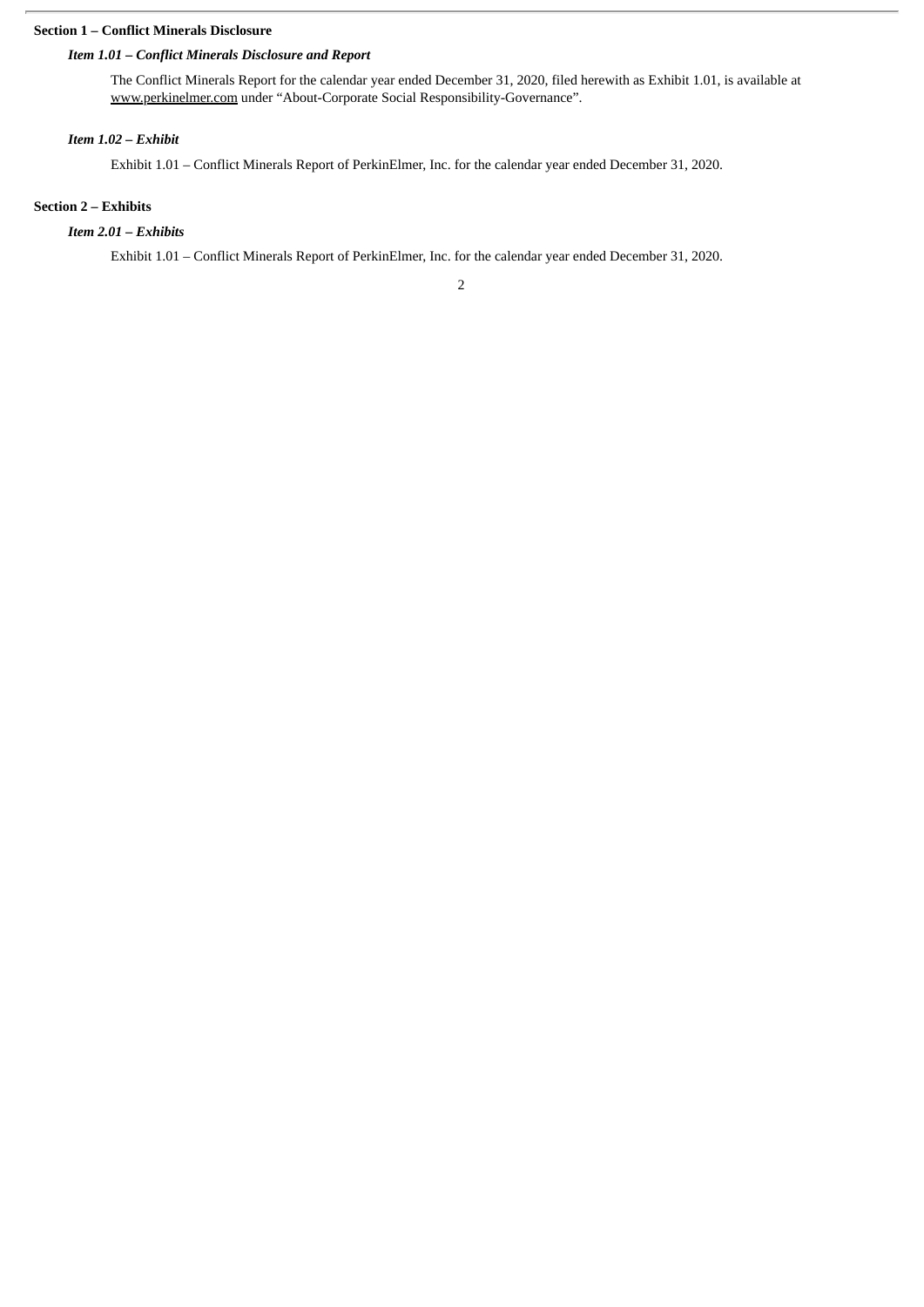**Section 1 – Conflict Minerals Disclosure**

***Item 1.01 – Conflict Minerals Disclosure and Report***

The Conflict Minerals Report for the calendar year ended December 31, 2020, filed herewith as Exhibit 1.01, is available at www.perkinelmer.com under "About-Corporate Social Responsibility-Governance".

***Item 1.02 – Exhibit***

Exhibit 1.01 – Conflict Minerals Report of PerkinElmer, Inc. for the calendar year ended December 31, 2020.

**Section 2 – Exhibits**

***Item 2.01 – Exhibits***

Exhibit 1.01 – Conflict Minerals Report of PerkinElmer, Inc. for the calendar year ended December 31, 2020.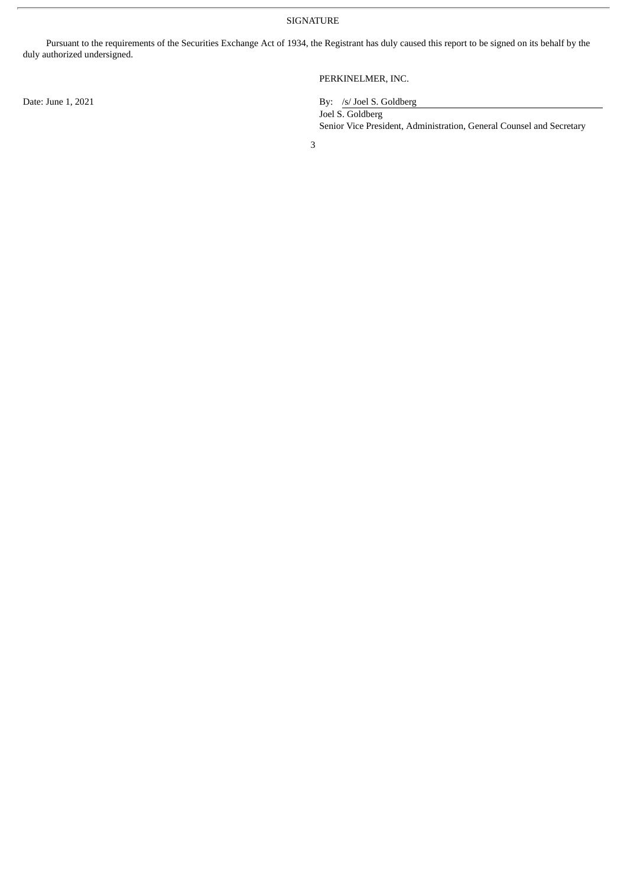SIGNATURE

Pursuant to the requirements of the Securities Exchange Act of 1934, the Registrant has duly caused this report to be signed on its behalf by the duly authorized undersigned.

PERKINELMER, INC.

Date: June 1, 2021

By: /s/ Joel S. Goldberg
Joel S. Goldberg
Senior Vice President, Administration, General Counsel and Secretary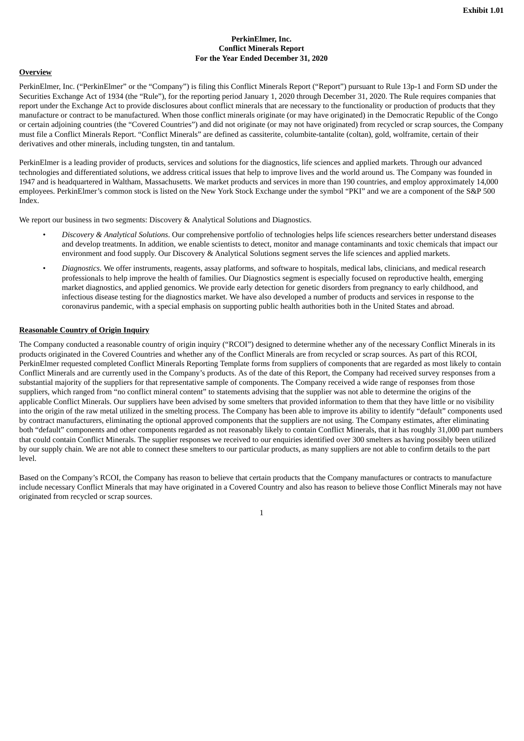**Exhibit 1.01**

**PerkinElmer, Inc.**
**Conflict Minerals Report**
**For the Year Ended December 31, 2020**

## Overview

PerkinElmer, Inc. ("PerkinElmer" or the "Company") is filing this Conflict Minerals Report ("Report") pursuant to Rule 13p-1 and Form SD under the Securities Exchange Act of 1934 (the "Rule"), for the reporting period January 1, 2020 through December 31, 2020. The Rule requires companies that report under the Exchange Act to provide disclosures about conflict minerals that are necessary to the functionality or production of products that they manufacture or contract to be manufactured. When those conflict minerals originate (or may have originated) in the Democratic Republic of the Congo or certain adjoining countries (the "Covered Countries") and did not originate (or may not have originated) from recycled or scrap sources, the Company must file a Conflict Minerals Report. "Conflict Minerals" are defined as cassiterite, columbite-tantalite (coltan), gold, wolframite, certain of their derivatives and other minerals, including tungsten, tin and tantalum.

PerkinElmer is a leading provider of products, services and solutions for the diagnostics, life sciences and applied markets. Through our advanced technologies and differentiated solutions, we address critical issues that help to improve lives and the world around us. The Company was founded in 1947 and is headquartered in Waltham, Massachusetts. We market products and services in more than 190 countries, and employ approximately 14,000 employees. PerkinElmer's common stock is listed on the New York Stock Exchange under the symbol "PKI" and we are a component of the S&P 500 Index.

We report our business in two segments: Discovery & Analytical Solutions and Diagnostics.

- *Discovery & Analytical Solutions*. Our comprehensive portfolio of technologies helps life sciences researchers better understand diseases and develop treatments. In addition, we enable scientists to detect, monitor and manage contaminants and toxic chemicals that impact our environment and food supply. Our Discovery & Analytical Solutions segment serves the life sciences and applied markets.
- *Diagnostics*. We offer instruments, reagents, assay platforms, and software to hospitals, medical labs, clinicians, and medical research professionals to help improve the health of families. Our Diagnostics segment is especially focused on reproductive health, emerging market diagnostics, and applied genomics. We provide early detection for genetic disorders from pregnancy to early childhood, and infectious disease testing for the diagnostics market. We have also developed a number of products and services in response to the coronavirus pandemic, with a special emphasis on supporting public health authorities both in the United States and abroad.

## Reasonable Country of Origin Inquiry

The Company conducted a reasonable country of origin inquiry ("RCOI") designed to determine whether any of the necessary Conflict Minerals in its products originated in the Covered Countries and whether any of the Conflict Minerals are from recycled or scrap sources. As part of this RCOI, PerkinElmer requested completed Conflict Minerals Reporting Template forms from suppliers of components that are regarded as most likely to contain Conflict Minerals and are currently used in the Company's products. As of the date of this Report, the Company had received survey responses from a substantial majority of the suppliers for that representative sample of components. The Company received a wide range of responses from those suppliers, which ranged from "no conflict mineral content" to statements advising that the supplier was not able to determine the origins of the applicable Conflict Minerals. Our suppliers have been advised by some smelters that provided information to them that they have little or no visibility into the origin of the raw metal utilized in the smelting process. The Company has been able to improve its ability to identify "default" components used by contract manufacturers, eliminating the optional approved components that the suppliers are not using. The Company estimates, after eliminating both "default" components and other components regarded as not reasonably likely to contain Conflict Minerals, that it has roughly 31,000 part numbers that could contain Conflict Minerals. The supplier responses we received to our enquiries identified over 300 smelters as having possibly been utilized by our supply chain. We are not able to connect these smelters to our particular products, as many suppliers are not able to confirm details to the part level.

Based on the Company's RCOI, the Company has reason to believe that certain products that the Company manufactures or contracts to manufacture include necessary Conflict Minerals that may have originated in a Covered Country and also has reason to believe those Conflict Minerals may not have originated from recycled or scrap sources.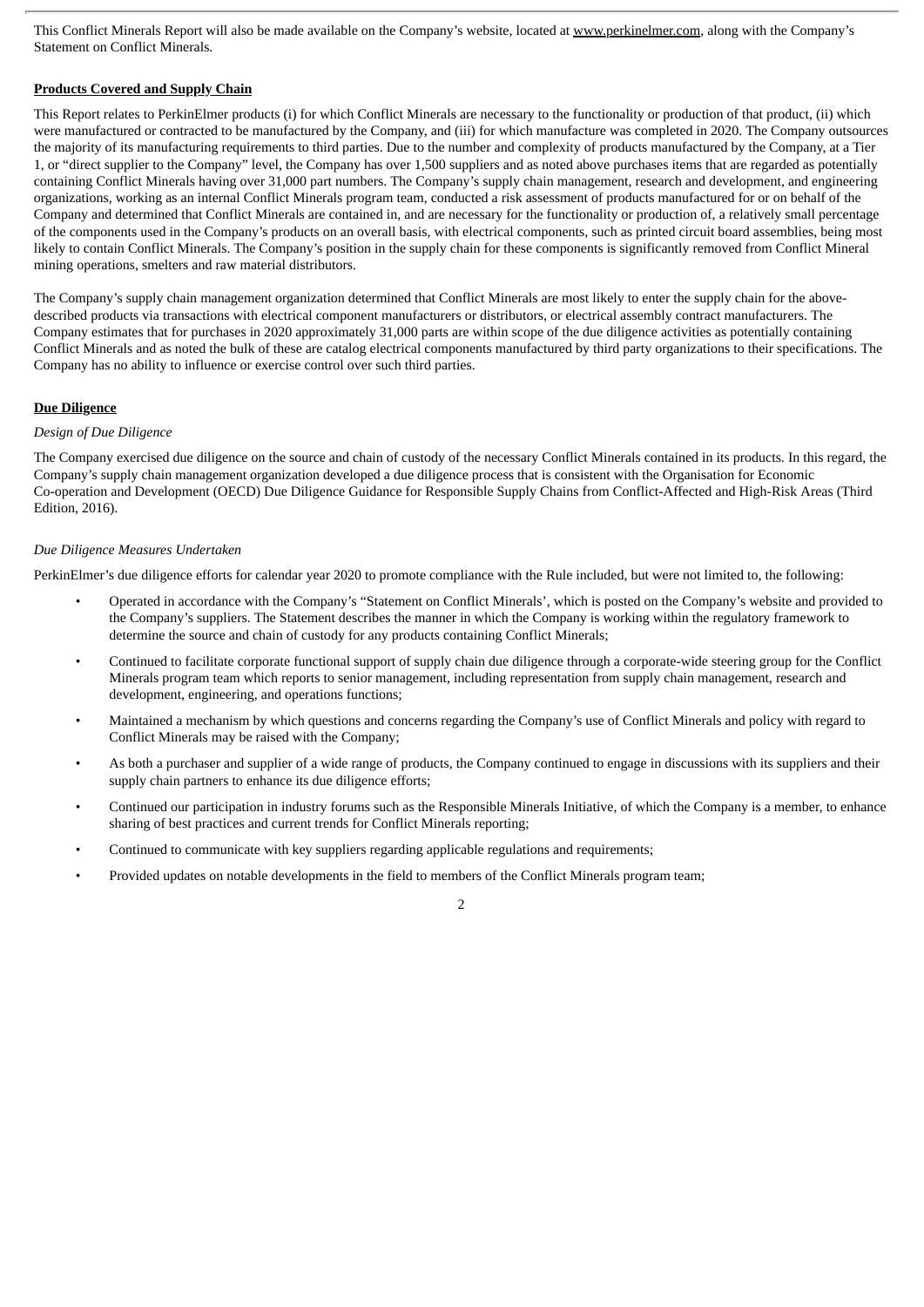This Conflict Minerals Report will also be made available on the Company's website, located at www.perkinelmer.com, along with the Company's Statement on Conflict Minerals.

**Products Covered and Supply Chain**

This Report relates to PerkinElmer products (i) for which Conflict Minerals are necessary to the functionality or production of that product, (ii) which were manufactured or contracted to be manufactured by the Company, and (iii) for which manufacture was completed in 2020. The Company outsources the majority of its manufacturing requirements to third parties. Due to the number and complexity of products manufactured by the Company, at a Tier 1, or "direct supplier to the Company" level, the Company has over 1,500 suppliers and as noted above purchases items that are regarded as potentially containing Conflict Minerals having over 31,000 part numbers. The Company's supply chain management, research and development, and engineering organizations, working as an internal Conflict Minerals program team, conducted a risk assessment of products manufactured for or on behalf of the Company and determined that Conflict Minerals are contained in, and are necessary for the functionality or production of, a relatively small percentage of the components used in the Company's products on an overall basis, with electrical components, such as printed circuit board assemblies, being most likely to contain Conflict Minerals. The Company's position in the supply chain for these components is significantly removed from Conflict Mineral mining operations, smelters and raw material distributors.

The Company's supply chain management organization determined that Conflict Minerals are most likely to enter the supply chain for the above-described products via transactions with electrical component manufacturers or distributors, or electrical assembly contract manufacturers. The Company estimates that for purchases in 2020 approximately 31,000 parts are within scope of the due diligence activities as potentially containing Conflict Minerals and as noted the bulk of these are catalog electrical components manufactured by third party organizations to their specifications. The Company has no ability to influence or exercise control over such third parties.

**Due Diligence**

*Design of Due Diligence*

The Company exercised due diligence on the source and chain of custody of the necessary Conflict Minerals contained in its products. In this regard, the Company's supply chain management organization developed a due diligence process that is consistent with the Organisation for Economic Co-operation and Development (OECD) Due Diligence Guidance for Responsible Supply Chains from Conflict-Affected and High-Risk Areas (Third Edition, 2016).

*Due Diligence Measures Undertaken*

PerkinElmer's due diligence efforts for calendar year 2020 to promote compliance with the Rule included, but were not limited to, the following:

- Operated in accordance with the Company's "Statement on Conflict Minerals', which is posted on the Company's website and provided to the Company's suppliers. The Statement describes the manner in which the Company is working within the regulatory framework to determine the source and chain of custody for any products containing Conflict Minerals;
- Continued to facilitate corporate functional support of supply chain due diligence through a corporate-wide steering group for the Conflict Minerals program team which reports to senior management, including representation from supply chain management, research and development, engineering, and operations functions;
- Maintained a mechanism by which questions and concerns regarding the Company's use of Conflict Minerals and policy with regard to Conflict Minerals may be raised with the Company;
- As both a purchaser and supplier of a wide range of products, the Company continued to engage in discussions with its suppliers and their supply chain partners to enhance its due diligence efforts;
- Continued our participation in industry forums such as the Responsible Minerals Initiative, of which the Company is a member, to enhance sharing of best practices and current trends for Conflict Minerals reporting;
- Continued to communicate with key suppliers regarding applicable regulations and requirements;
- Provided updates on notable developments in the field to members of the Conflict Minerals program team;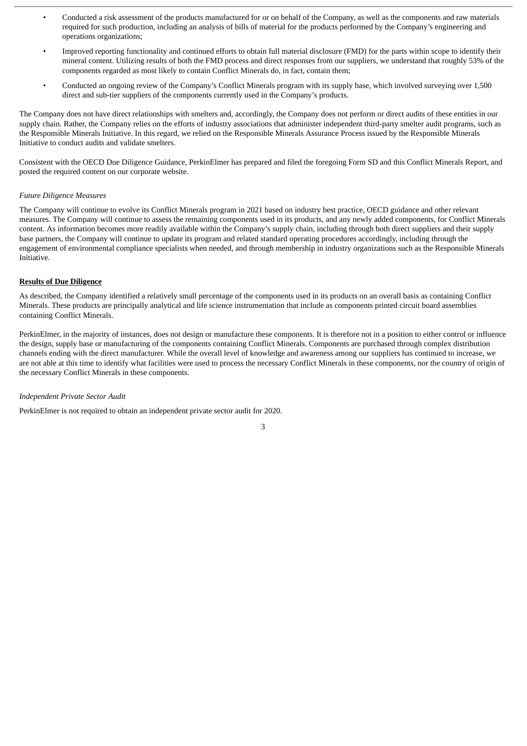- Conducted a risk assessment of the products manufactured for or on behalf of the Company, as well as the components and raw materials required for such production, including an analysis of bills of material for the products performed by the Company's engineering and operations organizations;
- Improved reporting functionality and continued efforts to obtain full material disclosure (FMD) for the parts within scope to identify their mineral content. Utilizing results of both the FMD process and direct responses from our suppliers, we understand that roughly 53% of the components regarded as most likely to contain Conflict Minerals do, in fact, contain them;
- Conducted an ongoing review of the Company's Conflict Minerals program with its supply base, which involved surveying over 1,500 direct and sub-tier suppliers of the components currently used in the Company's products.

The Company does not have direct relationships with smelters and, accordingly, the Company does not perform or direct audits of these entities in our supply chain. Rather, the Company relies on the efforts of industry associations that administer independent third-party smelter audit programs, such as the Responsible Minerals Initiative. In this regard, we relied on the Responsible Minerals Assurance Process issued by the Responsible Minerals Initiative to conduct audits and validate smelters.

Consistent with the OECD Due Diligence Guidance, PerkinElmer has prepared and filed the foregoing Form SD and this Conflict Minerals Report, and posted the required content on our corporate website.

*Future Diligence Measures*

The Company will continue to evolve its Conflict Minerals program in 2021 based on industry best practice, OECD guidance and other relevant measures. The Company will continue to assess the remaining components used in its products, and any newly added components, for Conflict Minerals content. As information becomes more readily available within the Company's supply chain, including through both direct suppliers and their supply base partners, the Company will continue to update its program and related standard operating procedures accordingly, including through the engagement of environmental compliance specialists when needed, and through membership in industry organizations such as the Responsible Minerals Initiative.

**Results of Due Diligence**

As described, the Company identified a relatively small percentage of the components used in its products on an overall basis as containing Conflict Minerals. These products are principally analytical and life science instrumentation that include as components printed circuit board assemblies containing Conflict Minerals.

PerkinElmer, in the majority of instances, does not design or manufacture these components. It is therefore not in a position to either control or influence the design, supply base or manufacturing of the components containing Conflict Minerals. Components are purchased through complex distribution channels ending with the direct manufacturer. While the overall level of knowledge and awareness among our suppliers has continued to increase, we are not able at this time to identify what facilities were used to process the necessary Conflict Minerals in these components, nor the country of origin of the necessary Conflict Minerals in these components.

*Independent Private Sector Audit*

PerkinElmer is not required to obtain an independent private sector audit for 2020.